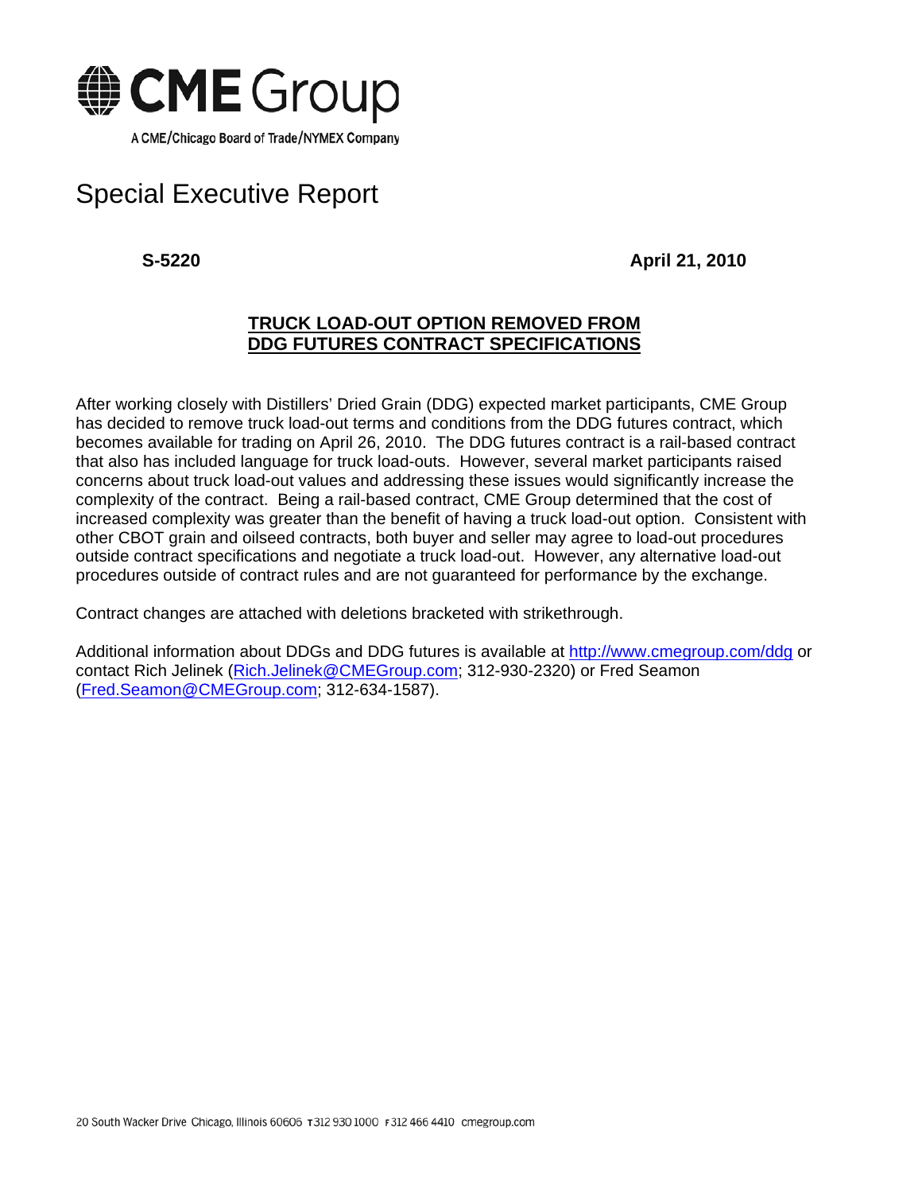# CME Group

A CME/Chicago Board of Trade/NYMEX Company

## Special Executive Report

**S-5220** **April 21, 2010**

### TRUCK LOAD-OUT OPTION REMOVED FROM DDG FUTURES CONTRACT SPECIFICATIONS

After working closely with Distillers' Dried Grain (DDG) expected market participants, CME Group has decided to remove truck load-out terms and conditions from the DDG futures contract, which becomes available for trading on April 26, 2010. The DDG futures contract is a rail-based contract that also has included language for truck load-outs. However, several market participants raised concerns about truck load-out values and addressing these issues would significantly increase the complexity of the contract. Being a rail-based contract, CME Group determined that the cost of increased complexity was greater than the benefit of having a truck load-out option. Consistent with other CBOT grain and oilseed contracts, both buyer and seller may agree to load-out procedures outside contract specifications and negotiate a truck load-out. However, any alternative load-out procedures outside of contract rules and are not guaranteed for performance by the exchange.

Contract changes are attached with deletions bracketed with strikethrough.

Additional information about DDGs and DDG futures is available at http://www.cmegroup.com/ddg or contact Rich Jelinek (Rich.Jelinek@CMEGroup.com; 312-930-2320) or Fred Seamon (Fred.Seamon@CMEGroup.com; 312-634-1587).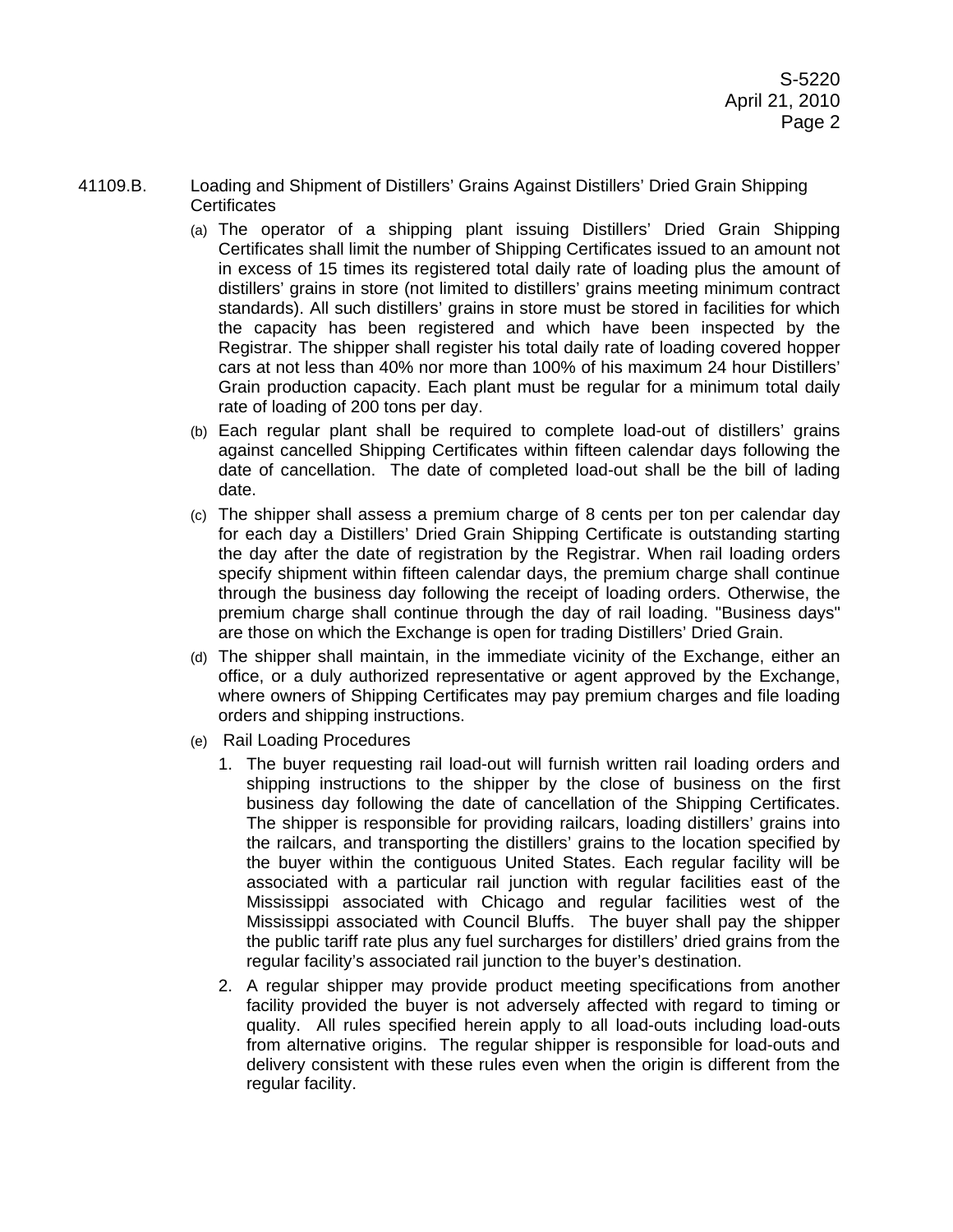41109.B. Loading and Shipment of Distillers' Grains Against Distillers' Dried Grain Shipping Certificates

(a) The operator of a shipping plant issuing Distillers' Dried Grain Shipping Certificates shall limit the number of Shipping Certificates issued to an amount not in excess of 15 times its registered total daily rate of loading plus the amount of distillers' grains in store (not limited to distillers' grains meeting minimum contract standards). All such distillers' grains in store must be stored in facilities for which the capacity has been registered and which have been inspected by the Registrar. The shipper shall register his total daily rate of loading covered hopper cars at not less than 40% nor more than 100% of his maximum 24 hour Distillers' Grain production capacity. Each plant must be regular for a minimum total daily rate of loading of 200 tons per day.

(b) Each regular plant shall be required to complete load-out of distillers' grains against cancelled Shipping Certificates within fifteen calendar days following the date of cancellation. The date of completed load-out shall be the bill of lading date.

(c) The shipper shall assess a premium charge of 8 cents per ton per calendar day for each day a Distillers' Dried Grain Shipping Certificate is outstanding starting the day after the date of registration by the Registrar. When rail loading orders specify shipment within fifteen calendar days, the premium charge shall continue through the business day following the receipt of loading orders. Otherwise, the premium charge shall continue through the day of rail loading. "Business days" are those on which the Exchange is open for trading Distillers' Dried Grain.

(d) The shipper shall maintain, in the immediate vicinity of the Exchange, either an office, or a duly authorized representative or agent approved by the Exchange, where owners of Shipping Certificates may pay premium charges and file loading orders and shipping instructions.

(e) Rail Loading Procedures

1. The buyer requesting rail load-out will furnish written rail loading orders and shipping instructions to the shipper by the close of business on the first business day following the date of cancellation of the Shipping Certificates. The shipper is responsible for providing railcars, loading distillers' grains into the railcars, and transporting the distillers' grains to the location specified by the buyer within the contiguous United States. Each regular facility will be associated with a particular rail junction with regular facilities east of the Mississippi associated with Chicago and regular facilities west of the Mississippi associated with Council Bluffs. The buyer shall pay the shipper the public tariff rate plus any fuel surcharges for distillers' dried grains from the regular facility's associated rail junction to the buyer's destination.

2. A regular shipper may provide product meeting specifications from another facility provided the buyer is not adversely affected with regard to timing or quality. All rules specified herein apply to all load-outs including load-outs from alternative origins. The regular shipper is responsible for load-outs and delivery consistent with these rules even when the origin is different from the regular facility.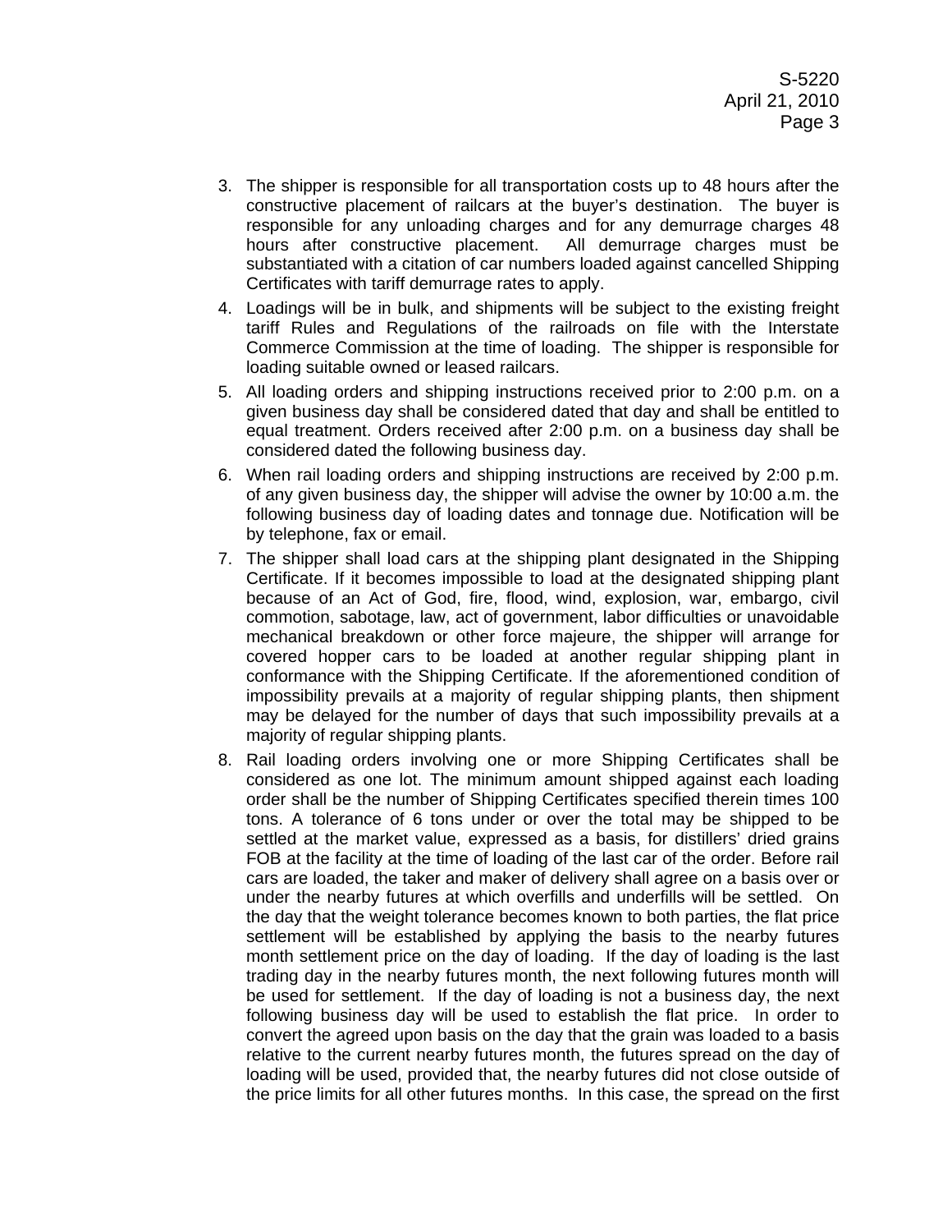3. The shipper is responsible for all transportation costs up to 48 hours after the constructive placement of railcars at the buyer's destination. The buyer is responsible for any unloading charges and for any demurrage charges 48 hours after constructive placement. All demurrage charges must be substantiated with a citation of car numbers loaded against cancelled Shipping Certificates with tariff demurrage rates to apply.
4. Loadings will be in bulk, and shipments will be subject to the existing freight tariff Rules and Regulations of the railroads on file with the Interstate Commerce Commission at the time of loading. The shipper is responsible for loading suitable owned or leased railcars.
5. All loading orders and shipping instructions received prior to 2:00 p.m. on a given business day shall be considered dated that day and shall be entitled to equal treatment. Orders received after 2:00 p.m. on a business day shall be considered dated the following business day.
6. When rail loading orders and shipping instructions are received by 2:00 p.m. of any given business day, the shipper will advise the owner by 10:00 a.m. the following business day of loading dates and tonnage due. Notification will be by telephone, fax or email.
7. The shipper shall load cars at the shipping plant designated in the Shipping Certificate. If it becomes impossible to load at the designated shipping plant because of an Act of God, fire, flood, wind, explosion, war, embargo, civil commotion, sabotage, law, act of government, labor difficulties or unavoidable mechanical breakdown or other force majeure, the shipper will arrange for covered hopper cars to be loaded at another regular shipping plant in conformance with the Shipping Certificate. If the aforementioned condition of impossibility prevails at a majority of regular shipping plants, then shipment may be delayed for the number of days that such impossibility prevails at a majority of regular shipping plants.
8. Rail loading orders involving one or more Shipping Certificates shall be considered as one lot. The minimum amount shipped against each loading order shall be the number of Shipping Certificates specified therein times 100 tons. A tolerance of 6 tons under or over the total may be shipped to be settled at the market value, expressed as a basis, for distillers' dried grains FOB at the facility at the time of loading of the last car of the order. Before rail cars are loaded, the taker and maker of delivery shall agree on a basis over or under the nearby futures at which overfills and underfills will be settled. On the day that the weight tolerance becomes known to both parties, the flat price settlement will be established by applying the basis to the nearby futures month settlement price on the day of loading. If the day of loading is the last trading day in the nearby futures month, the next following futures month will be used for settlement. If the day of loading is not a business day, the next following business day will be used to establish the flat price. In order to convert the agreed upon basis on the day that the grain was loaded to a basis relative to the current nearby futures month, the futures spread on the day of loading will be used, provided that, the nearby futures did not close outside of the price limits for all other futures months. In this case, the spread on the first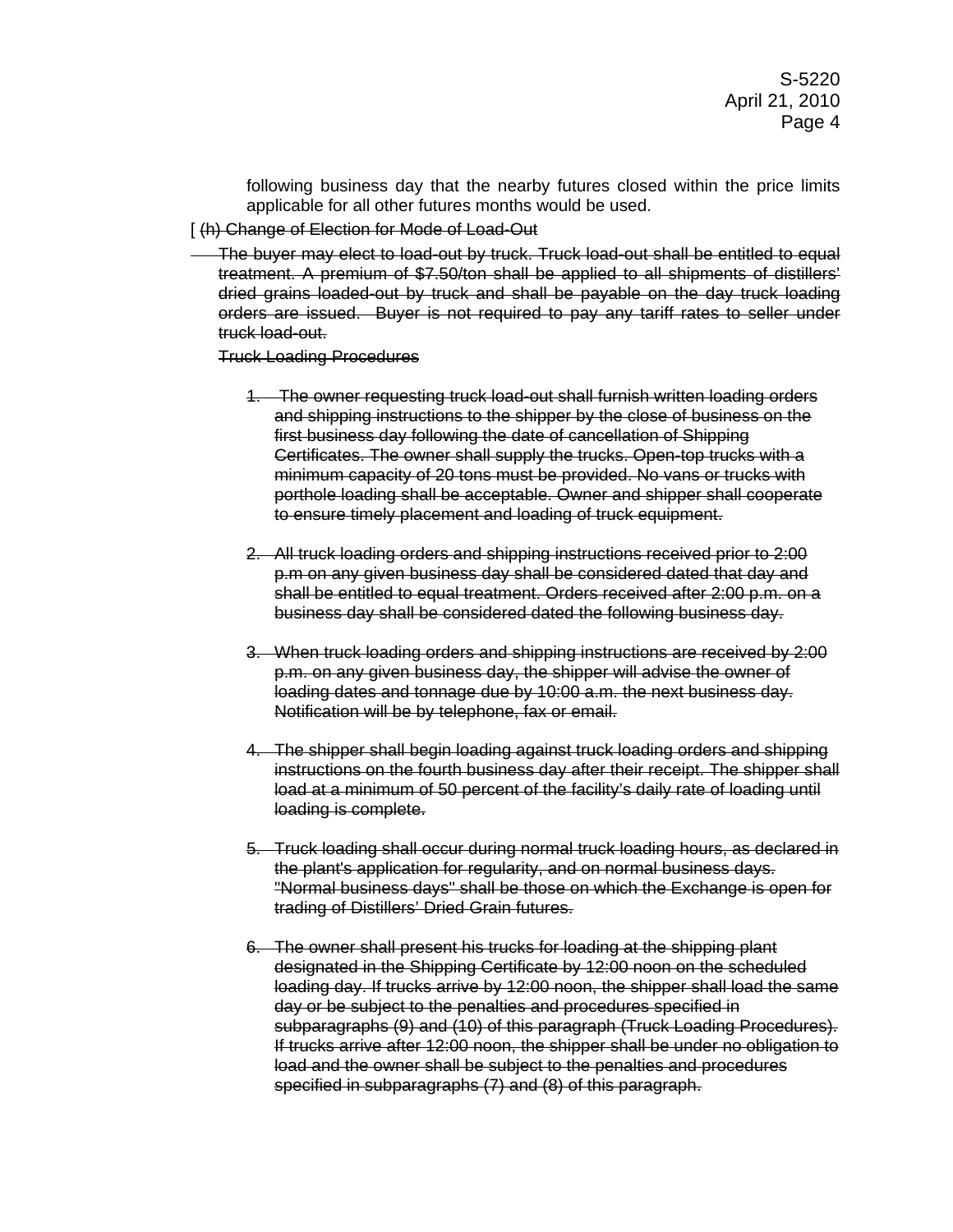following business day that the nearby futures closed within the price limits applicable for all other futures months would be used.

[ ~~(h) Change of Election for Mode of Load-Out~~

~~The buyer may elect to load-out by truck. Truck load-out shall be entitled to equal treatment. A premium of $7.50/ton shall be applied to all shipments of distillers' dried grains loaded-out by truck and shall be payable on the day truck loading orders are issued. Buyer is not required to pay any tariff rates to seller under truck load-out.~~

~~Truck Loading Procedures~~

1. ~~The owner requesting truck load-out shall furnish written loading orders and shipping instructions to the shipper by the close of business on the first business day following the date of cancellation of Shipping Certificates. The owner shall supply the trucks. Open-top trucks with a minimum capacity of 20 tons must be provided. No vans or trucks with porthole loading shall be acceptable. Owner and shipper shall cooperate to ensure timely placement and loading of truck equipment.~~

2. ~~All truck loading orders and shipping instructions received prior to 2:00 p.m on any given business day shall be considered dated that day and shall be entitled to equal treatment. Orders received after 2:00 p.m. on a business day shall be considered dated the following business day.~~

3. ~~When truck loading orders and shipping instructions are received by 2:00 p.m. on any given business day, the shipper will advise the owner of loading dates and tonnage due by 10:00 a.m. the next business day. Notification will be by telephone, fax or email.~~

4. ~~The shipper shall begin loading against truck loading orders and shipping instructions on the fourth business day after their receipt. The shipper shall load at a minimum of 50 percent of the facility's daily rate of loading until loading is complete.~~

5. ~~Truck loading shall occur during normal truck loading hours, as declared in the plant's application for regularity, and on normal business days. "Normal business days" shall be those on which the Exchange is open for trading of Distillers' Dried Grain futures.~~

6. ~~The owner shall present his trucks for loading at the shipping plant designated in the Shipping Certificate by 12:00 noon on the scheduled loading day. If trucks arrive by 12:00 noon, the shipper shall load the same day or be subject to the penalties and procedures specified in subparagraphs (9) and (10) of this paragraph (Truck Loading Procedures). If trucks arrive after 12:00 noon, the shipper shall be under no obligation to load and the owner shall be subject to the penalties and procedures specified in subparagraphs (7) and (8) of this paragraph.~~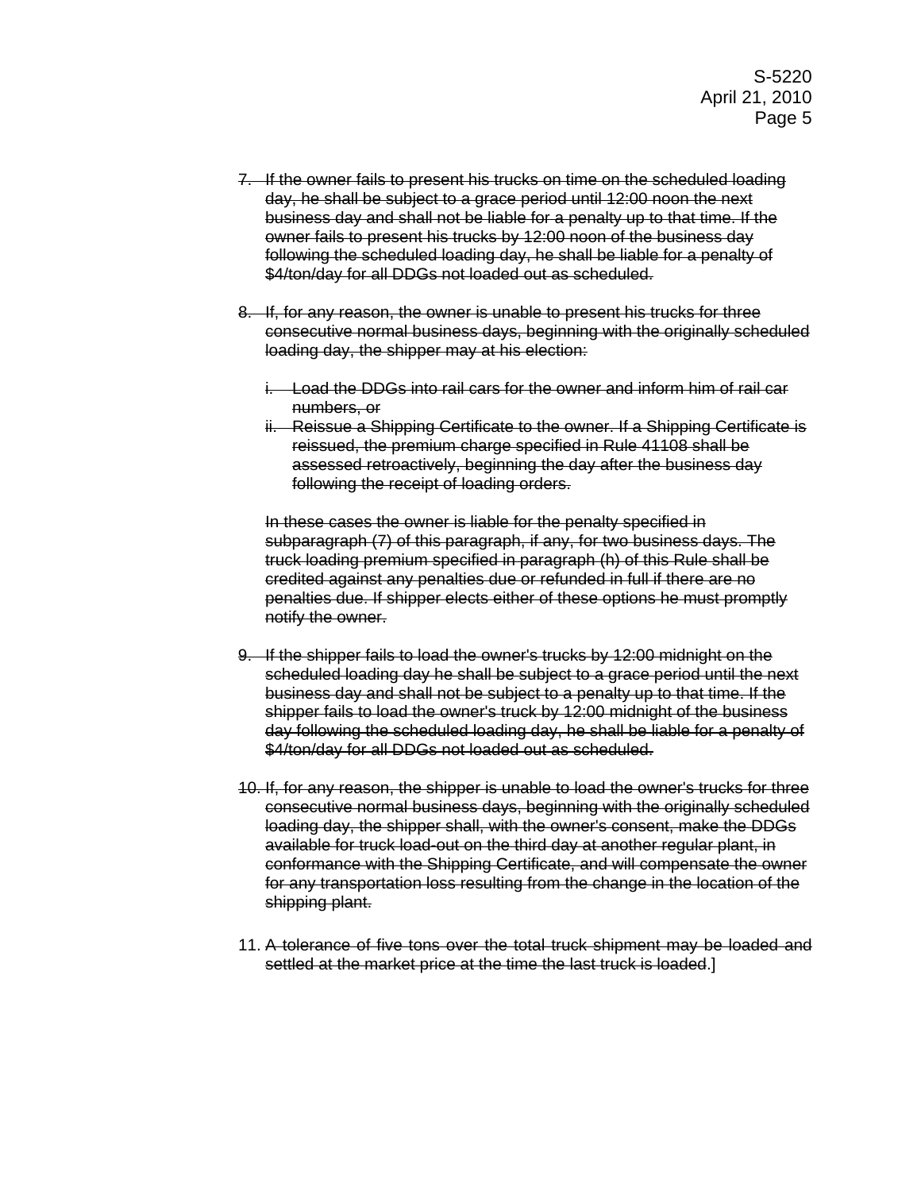7. ~~If the owner fails to present his trucks on time on the scheduled loading day, he shall be subject to a grace period until 12:00 noon the next business day and shall not be liable for a penalty up to that time. If the owner fails to present his trucks by 12:00 noon of the business day following the scheduled loading day, he shall be liable for a penalty of $4/ton/day for all DDGs not loaded out as scheduled.~~

8. ~~If, for any reason, the owner is unable to present his trucks for three consecutive normal business days, beginning with the originally scheduled loading day, the shipper may at his election:~~

   i. ~~Load the DDGs into rail cars for the owner and inform him of rail car numbers, or~~
   ii. ~~Reissue a Shipping Certificate to the owner. If a Shipping Certificate is reissued, the premium charge specified in Rule 41108 shall be assessed retroactively, beginning the day after the business day following the receipt of loading orders.~~

   ~~In these cases the owner is liable for the penalty specified in subparagraph (7) of this paragraph, if any, for two business days. The truck loading premium specified in paragraph (h) of this Rule shall be credited against any penalties due or refunded in full if there are no penalties due. If shipper elects either of these options he must promptly notify the owner.~~

9. ~~If the shipper fails to load the owner's trucks by 12:00 midnight on the scheduled loading day he shall be subject to a grace period until the next business day and shall not be subject to a penalty up to that time. If the shipper fails to load the owner's truck by 12:00 midnight of the business day following the scheduled loading day, he shall be liable for a penalty of $4/ton/day for all DDGs not loaded out as scheduled.~~

10. ~~If, for any reason, the shipper is unable to load the owner's trucks for three consecutive normal business days, beginning with the originally scheduled loading day, the shipper shall, with the owner's consent, make the DDGs available for truck load-out on the third day at another regular plant, in conformance with the Shipping Certificate, and will compensate the owner for any transportation loss resulting from the change in the location of the shipping plant.~~

11. ~~A tolerance of five tons over the total truck shipment may be loaded and settled at the market price at the time the last truck is loaded~~.]